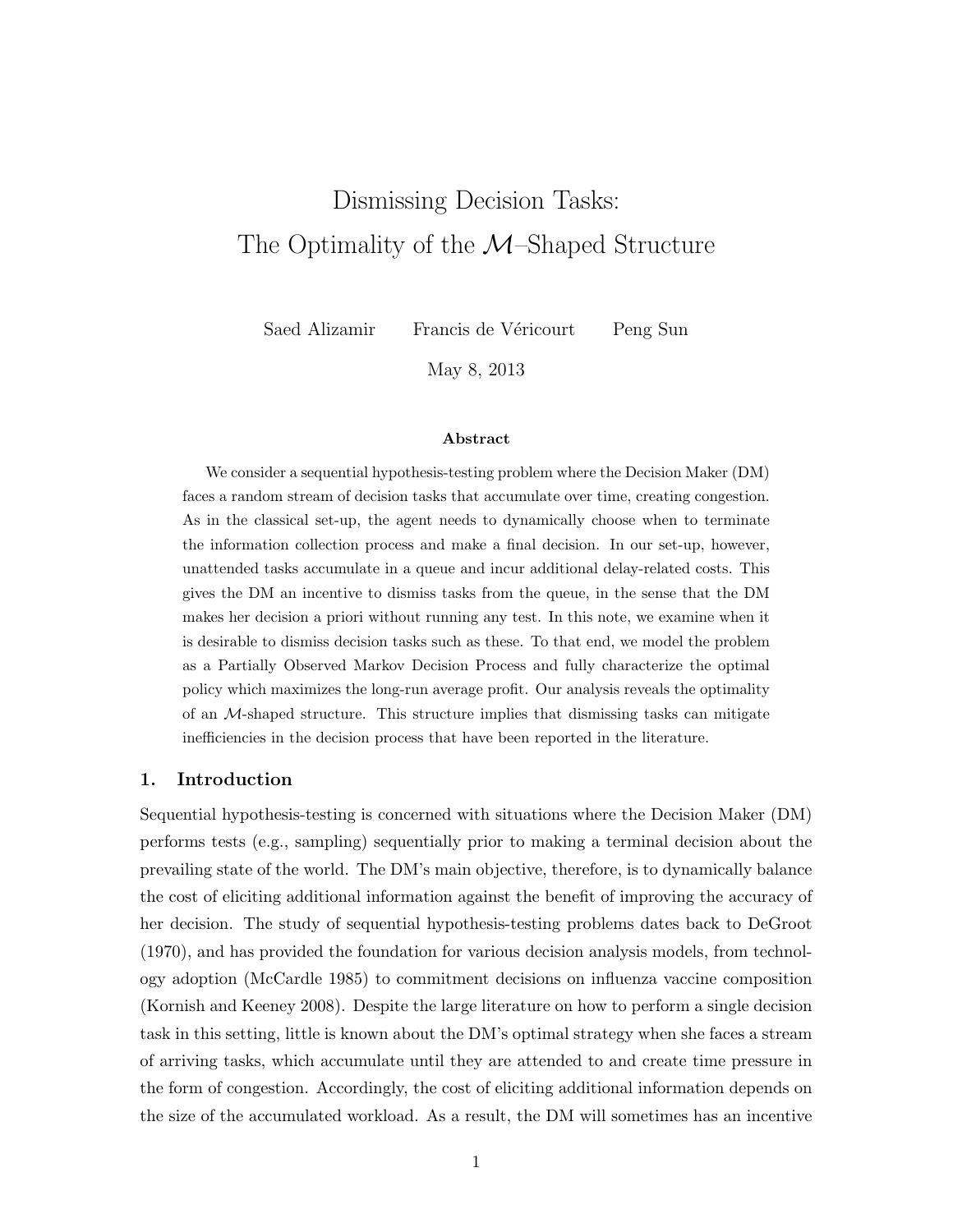# Dismissing Decision Tasks: The Optimality of the $\mathcal{M}$–Shaped Structure

Saed Alizamir     Francis de Véricourt     Peng Sun

May 8, 2013

**Abstract**

We consider a sequential hypothesis-testing problem where the Decision Maker (DM) faces a random stream of decision tasks that accumulate over time, creating congestion. As in the classical set-up, the agent needs to dynamically choose when to terminate the information collection process and make a final decision. In our set-up, however, unattended tasks accumulate in a queue and incur additional delay-related costs. This gives the DM an incentive to dismiss tasks from the queue, in the sense that the DM makes her decision a priori without running any test. In this note, we examine when it is desirable to dismiss decision tasks such as these. To that end, we model the problem as a Partially Observed Markov Decision Process and fully characterize the optimal policy which maximizes the long-run average profit. Our analysis reveals the optimality of an $\mathcal{M}$-shaped structure. This structure implies that dismissing tasks can mitigate inefficiencies in the decision process that have been reported in the literature.

## 1. Introduction

Sequential hypothesis-testing is concerned with situations where the Decision Maker (DM) performs tests (e.g., sampling) sequentially prior to making a terminal decision about the prevailing state of the world. The DM's main objective, therefore, is to dynamically balance the cost of eliciting additional information against the benefit of improving the accuracy of her decision. The study of sequential hypothesis-testing problems dates back to DeGroot (1970), and has provided the foundation for various decision analysis models, from technology adoption (McCardle 1985) to commitment decisions on influenza vaccine composition (Kornish and Keeney 2008). Despite the large literature on how to perform a single decision task in this setting, little is known about the DM's optimal strategy when she faces a stream of arriving tasks, which accumulate until they are attended to and create time pressure in the form of congestion. Accordingly, the cost of eliciting additional information depends on the size of the accumulated workload. As a result, the DM will sometimes has an incentive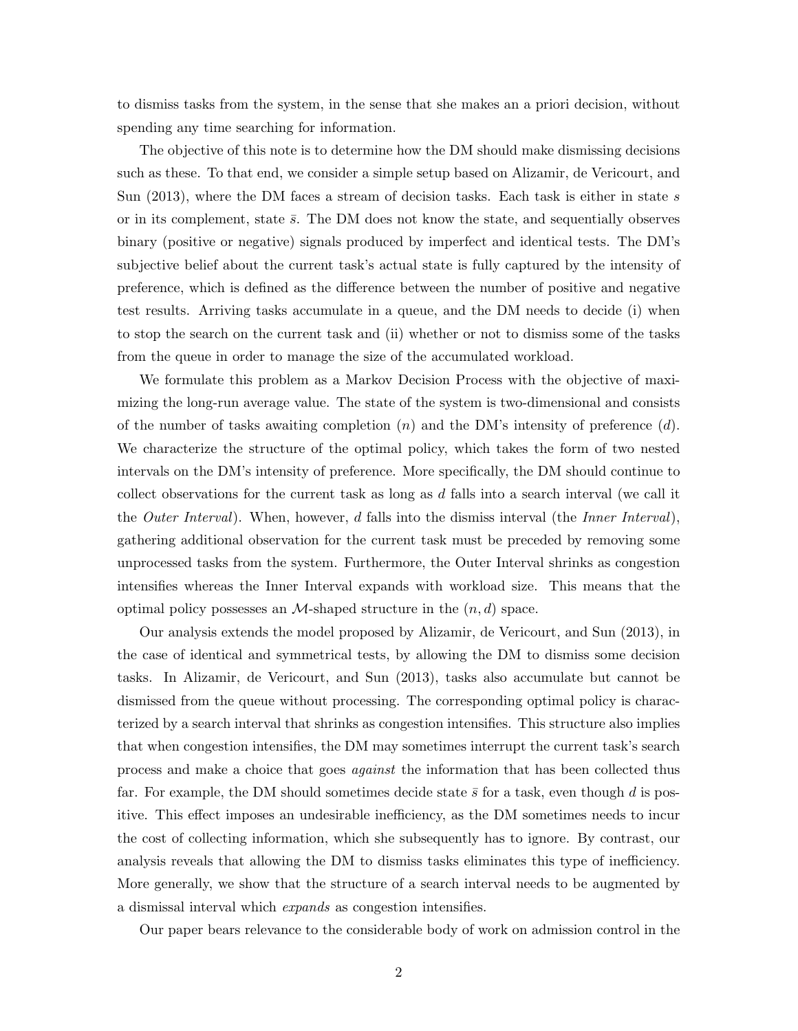to dismiss tasks from the system, in the sense that she makes an a priori decision, without spending any time searching for information.

The objective of this note is to determine how the DM should make dismissing decisions such as these. To that end, we consider a simple setup based on Alizamir, de Vericourt, and Sun (2013), where the DM faces a stream of decision tasks. Each task is either in state $s$ or in its complement, state $\bar{s}$. The DM does not know the state, and sequentially observes binary (positive or negative) signals produced by imperfect and identical tests. The DM's subjective belief about the current task's actual state is fully captured by the intensity of preference, which is defined as the difference between the number of positive and negative test results. Arriving tasks accumulate in a queue, and the DM needs to decide (i) when to stop the search on the current task and (ii) whether or not to dismiss some of the tasks from the queue in order to manage the size of the accumulated workload.

We formulate this problem as a Markov Decision Process with the objective of maximizing the long-run average value. The state of the system is two-dimensional and consists of the number of tasks awaiting completion ($n$) and the DM's intensity of preference ($d$). We characterize the structure of the optimal policy, which takes the form of two nested intervals on the DM's intensity of preference. More specifically, the DM should continue to collect observations for the current task as long as $d$ falls into a search interval (we call it the *Outer Interval*). When, however, $d$ falls into the dismiss interval (the *Inner Interval*), gathering additional observation for the current task must be preceded by removing some unprocessed tasks from the system. Furthermore, the Outer Interval shrinks as congestion intensifies whereas the Inner Interval expands with workload size. This means that the optimal policy possesses an $\mathcal{M}$-shaped structure in the $(n, d)$ space.

Our analysis extends the model proposed by Alizamir, de Vericourt, and Sun (2013), in the case of identical and symmetrical tests, by allowing the DM to dismiss some decision tasks. In Alizamir, de Vericourt, and Sun (2013), tasks also accumulate but cannot be dismissed from the queue without processing. The corresponding optimal policy is characterized by a search interval that shrinks as congestion intensifies. This structure also implies that when congestion intensifies, the DM may sometimes interrupt the current task's search process and make a choice that goes *against* the information that has been collected thus far. For example, the DM should sometimes decide state $\bar{s}$ for a task, even though $d$ is positive. This effect imposes an undesirable inefficiency, as the DM sometimes needs to incur the cost of collecting information, which she subsequently has to ignore. By contrast, our analysis reveals that allowing the DM to dismiss tasks eliminates this type of inefficiency. More generally, we show that the structure of a search interval needs to be augmented by a dismissal interval which *expands* as congestion intensifies.

Our paper bears relevance to the considerable body of work on admission control in the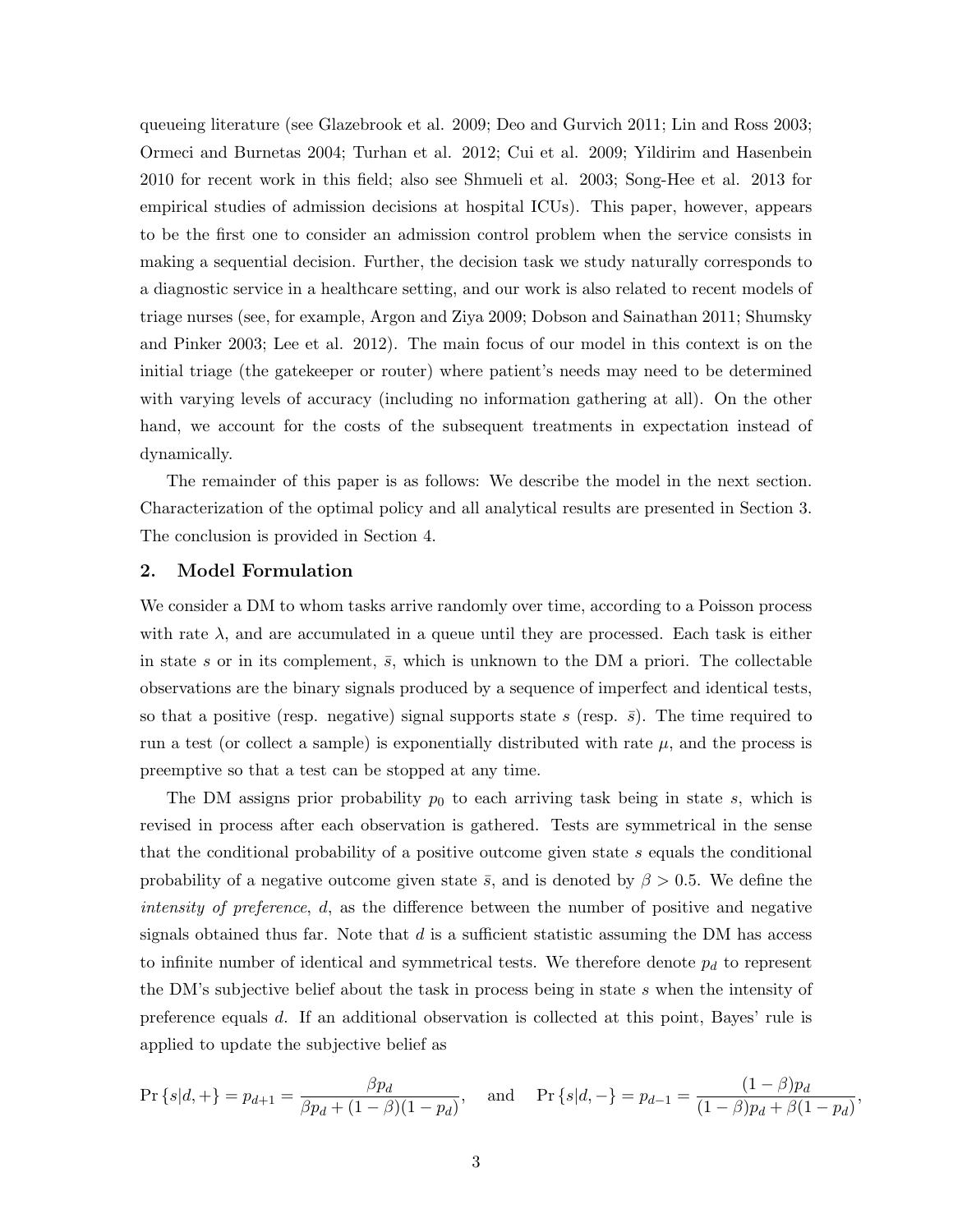queueing literature (see Glazebrook et al. 2009; Deo and Gurvich 2011; Lin and Ross 2003; Ormeci and Burnetas 2004; Turhan et al. 2012; Cui et al. 2009; Yildirim and Hasenbein 2010 for recent work in this field; also see Shmueli et al. 2003; Song-Hee et al. 2013 for empirical studies of admission decisions at hospital ICUs). This paper, however, appears to be the first one to consider an admission control problem when the service consists in making a sequential decision. Further, the decision task we study naturally corresponds to a diagnostic service in a healthcare setting, and our work is also related to recent models of triage nurses (see, for example, Argon and Ziya 2009; Dobson and Sainathan 2011; Shumsky and Pinker 2003; Lee et al. 2012). The main focus of our model in this context is on the initial triage (the gatekeeper or router) where patient's needs may need to be determined with varying levels of accuracy (including no information gathering at all). On the other hand, we account for the costs of the subsequent treatments in expectation instead of dynamically.

The remainder of this paper is as follows: We describe the model in the next section. Characterization of the optimal policy and all analytical results are presented in Section 3. The conclusion is provided in Section 4.

## 2. Model Formulation

We consider a DM to whom tasks arrive randomly over time, according to a Poisson process with rate $\lambda$, and are accumulated in a queue until they are processed. Each task is either in state $s$ or in its complement, $\bar{s}$, which is unknown to the DM a priori. The collectable observations are the binary signals produced by a sequence of imperfect and identical tests, so that a positive (resp. negative) signal supports state $s$ (resp. $\bar{s}$). The time required to run a test (or collect a sample) is exponentially distributed with rate $\mu$, and the process is preemptive so that a test can be stopped at any time.

The DM assigns prior probability $p_0$ to each arriving task being in state $s$, which is revised in process after each observation is gathered. Tests are symmetrical in the sense that the conditional probability of a positive outcome given state $s$ equals the conditional probability of a negative outcome given state $\bar{s}$, and is denoted by $\beta > 0.5$. We define the *intensity of preference*, $d$, as the difference between the number of positive and negative signals obtained thus far. Note that $d$ is a sufficient statistic assuming the DM has access to infinite number of identical and symmetrical tests. We therefore denote $p_d$ to represent the DM's subjective belief about the task in process being in state $s$ when the intensity of preference equals $d$. If an additional observation is collected at this point, Bayes' rule is applied to update the subjective belief as

$$\Pr\{s|d,+\} = p_{d+1} = \frac{\beta p_d}{\beta p_d + (1-\beta)(1-p_d)}, \quad \text{and} \quad \Pr\{s|d,-\} = p_{d-1} = \frac{(1-\beta)p_d}{(1-\beta)p_d + \beta(1-p_d)},$$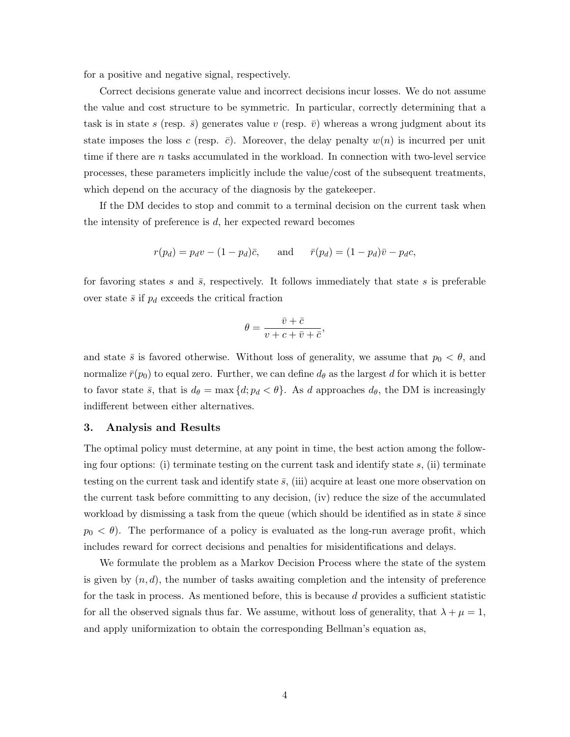for a positive and negative signal, respectively.

Correct decisions generate value and incorrect decisions incur losses. We do not assume the value and cost structure to be symmetric. In particular, correctly determining that a task is in state $s$ (resp. $\bar{s}$) generates value $v$ (resp. $\bar{v}$) whereas a wrong judgment about its state imposes the loss $c$ (resp. $\bar{c}$). Moreover, the delay penalty $w(n)$ is incurred per unit time if there are $n$ tasks accumulated in the workload. In connection with two-level service processes, these parameters implicitly include the value/cost of the subsequent treatments, which depend on the accuracy of the diagnosis by the gatekeeper.

If the DM decides to stop and commit to a terminal decision on the current task when the intensity of preference is $d$, her expected reward becomes

$$r(p_d) = p_d v - (1 - p_d)\bar{c}, \qquad \text{and} \qquad \bar{r}(p_d) = (1 - p_d)\bar{v} - p_d c,$$

for favoring states $s$ and $\bar{s}$, respectively. It follows immediately that state $s$ is preferable over state $\bar{s}$ if $p_d$ exceeds the critical fraction

$$\theta = \frac{\bar{v} + \bar{c}}{v + c + \bar{v} + \bar{c}},$$

and state $\bar{s}$ is favored otherwise. Without loss of generality, we assume that $p_0 < \theta$, and normalize $\bar{r}(p_0)$ to equal zero. Further, we can define $d_\theta$ as the largest $d$ for which it is better to favor state $\bar{s}$, that is $d_\theta = \max\{d; p_d < \theta\}$. As $d$ approaches $d_\theta$, the DM is increasingly indifferent between either alternatives.

## 3. Analysis and Results

The optimal policy must determine, at any point in time, the best action among the following four options: (i) terminate testing on the current task and identify state $s$, (ii) terminate testing on the current task and identify state $\bar{s}$, (iii) acquire at least one more observation on the current task before committing to any decision, (iv) reduce the size of the accumulated workload by dismissing a task from the queue (which should be identified as in state $\bar{s}$ since $p_0 < \theta$). The performance of a policy is evaluated as the long-run average profit, which includes reward for correct decisions and penalties for misidentifications and delays.

We formulate the problem as a Markov Decision Process where the state of the system is given by $(n, d)$, the number of tasks awaiting completion and the intensity of preference for the task in process. As mentioned before, this is because $d$ provides a sufficient statistic for all the observed signals thus far. We assume, without loss of generality, that $\lambda + \mu = 1$, and apply uniformization to obtain the corresponding Bellman's equation as,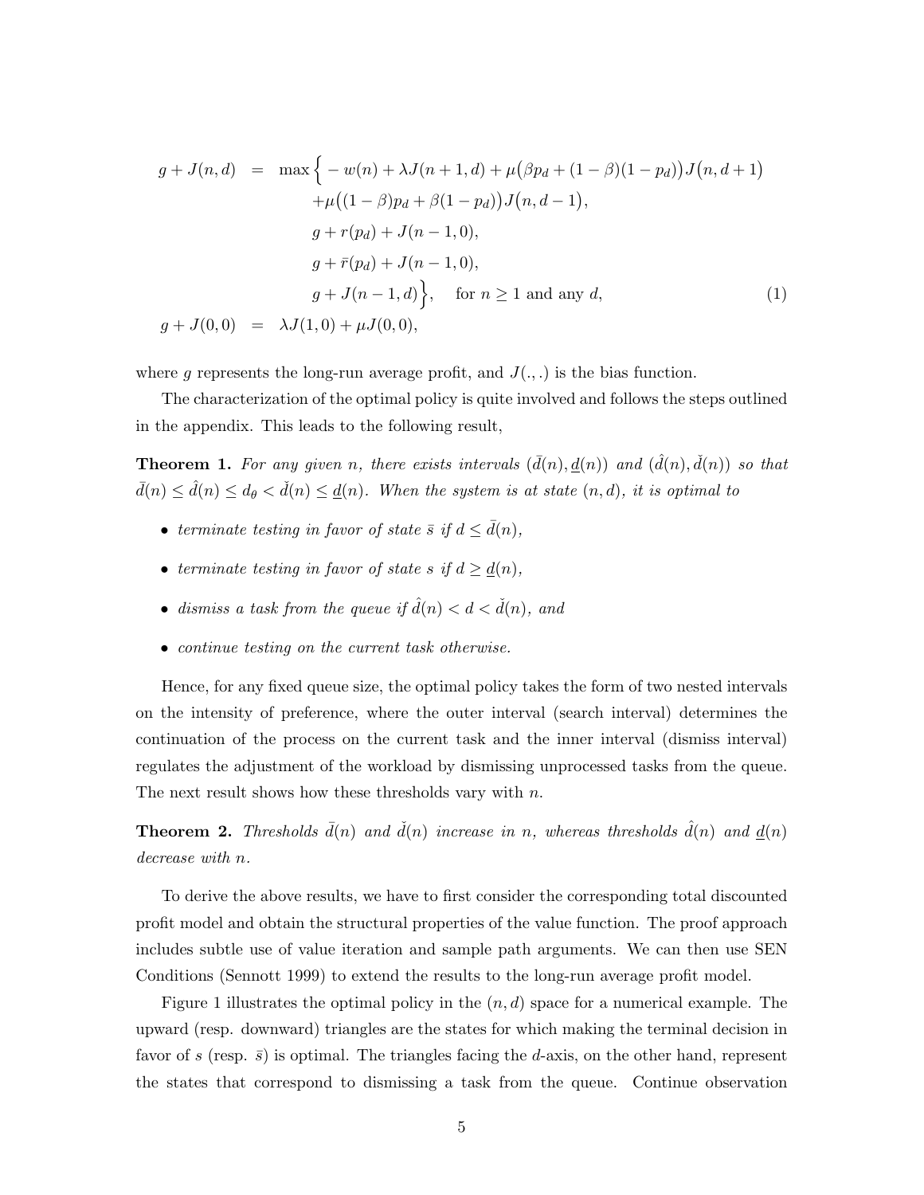$$
\begin{aligned}
g + J(n,d) &= \max\Big\{ -w(n) + \lambda J(n+1,d) + \mu\big(\beta p_d + (1-\beta)(1-p_d)\big)J\big(n,d+1\big) \\
&\qquad + \mu\big((1-\beta)p_d + \beta(1-p_d)\big)J\big(n,d-1\big), \\
&\qquad g + r(p_d) + J(n-1,0), \\
&\qquad g + \bar{r}(p_d) + J(n-1,0), \\
&\qquad g + J(n-1,d)\Big\}, \quad \text{for } n \geq 1 \text{ and any } d, \qquad (1) \\
g + J(0,0) &= \lambda J(1,0) + \mu J(0,0),
\end{aligned}
$$

where $g$ represents the long-run average profit, and $J(.,.)$ is the bias function.

The characterization of the optimal policy is quite involved and follows the steps outlined in the appendix. This leads to the following result,

**Theorem 1.** *For any given $n$, there exists intervals $(\bar{d}(n), \underline{d}(n))$ and $(\hat{d}(n), \check{d}(n))$ so that $\bar{d}(n) \leq \hat{d}(n) \leq d_\theta < \check{d}(n) \leq \underline{d}(n)$. When the system is at state $(n, d)$, it is optimal to*

- *terminate testing in favor of state $\bar{s}$ if $d \leq \bar{d}(n)$,*
- *terminate testing in favor of state $s$ if $d \geq \underline{d}(n)$,*
- *dismiss a task from the queue if $\hat{d}(n) < d < \check{d}(n)$, and*
- *continue testing on the current task otherwise.*

Hence, for any fixed queue size, the optimal policy takes the form of two nested intervals on the intensity of preference, where the outer interval (search interval) determines the continuation of the process on the current task and the inner interval (dismiss interval) regulates the adjustment of the workload by dismissing unprocessed tasks from the queue. The next result shows how these thresholds vary with $n$.

**Theorem 2.** *Thresholds $\bar{d}(n)$ and $\check{d}(n)$ increase in $n$, whereas thresholds $\hat{d}(n)$ and $\underline{d}(n)$ decrease with $n$.*

To derive the above results, we have to first consider the corresponding total discounted profit model and obtain the structural properties of the value function. The proof approach includes subtle use of value iteration and sample path arguments. We can then use SEN Conditions (Sennott 1999) to extend the results to the long-run average profit model.

Figure 1 illustrates the optimal policy in the $(n, d)$ space for a numerical example. The upward (resp. downward) triangles are the states for which making the terminal decision in favor of $s$ (resp. $\bar{s}$) is optimal. The triangles facing the $d$-axis, on the other hand, represent the states that correspond to dismissing a task from the queue. Continue observation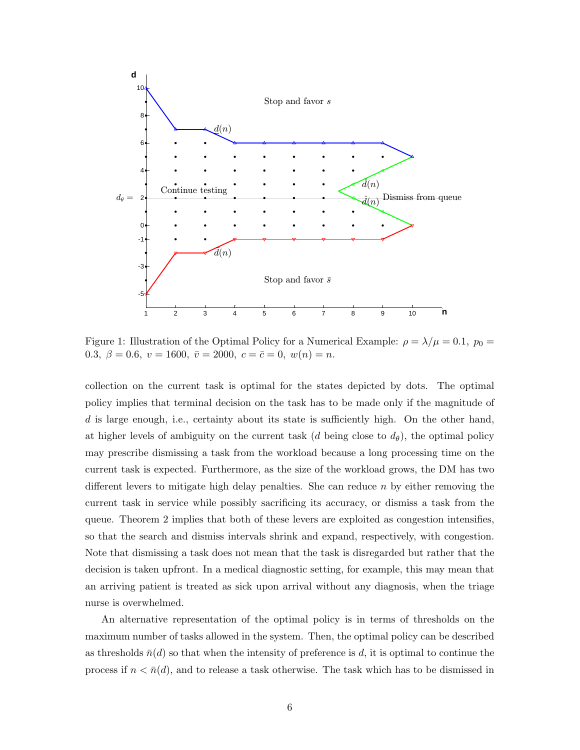Figure 1: Illustration of the Optimal Policy for a Numerical Example: $\rho = \lambda/\mu = 0.1,\ p_0 = 0.3,\ \beta = 0.6,\ v = 1600,\ \bar{v} = 2000,\ c = \bar{c} = 0,\ w(n) = n$.

collection on the current task is optimal for the states depicted by dots. The optimal policy implies that terminal decision on the task has to be made only if the magnitude of $d$ is large enough, i.e., certainty about its state is sufficiently high. On the other hand, at higher levels of ambiguity on the current task ($d$ being close to $d_\theta$), the optimal policy may prescribe dismissing a task from the workload because a long processing time on the current task is expected. Furthermore, as the size of the workload grows, the DM has two different levers to mitigate high delay penalties. She can reduce $n$ by either removing the current task in service while possibly sacrificing its accuracy, or dismiss a task from the queue. Theorem 2 implies that both of these levers are exploited as congestion intensifies, so that the search and dismiss intervals shrink and expand, respectively, with congestion. Note that dismissing a task does not mean that the task is disregarded but rather that the decision is taken upfront. In a medical diagnostic setting, for example, this may mean that an arriving patient is treated as sick upon arrival without any diagnosis, when the triage nurse is overwhelmed.

An alternative representation of the optimal policy is in terms of thresholds on the maximum number of tasks allowed in the system. Then, the optimal policy can be described as thresholds $\bar{n}(d)$ so that when the intensity of preference is $d$, it is optimal to continue the process if $n < \bar{n}(d)$, and to release a task otherwise. The task which has to be dismissed in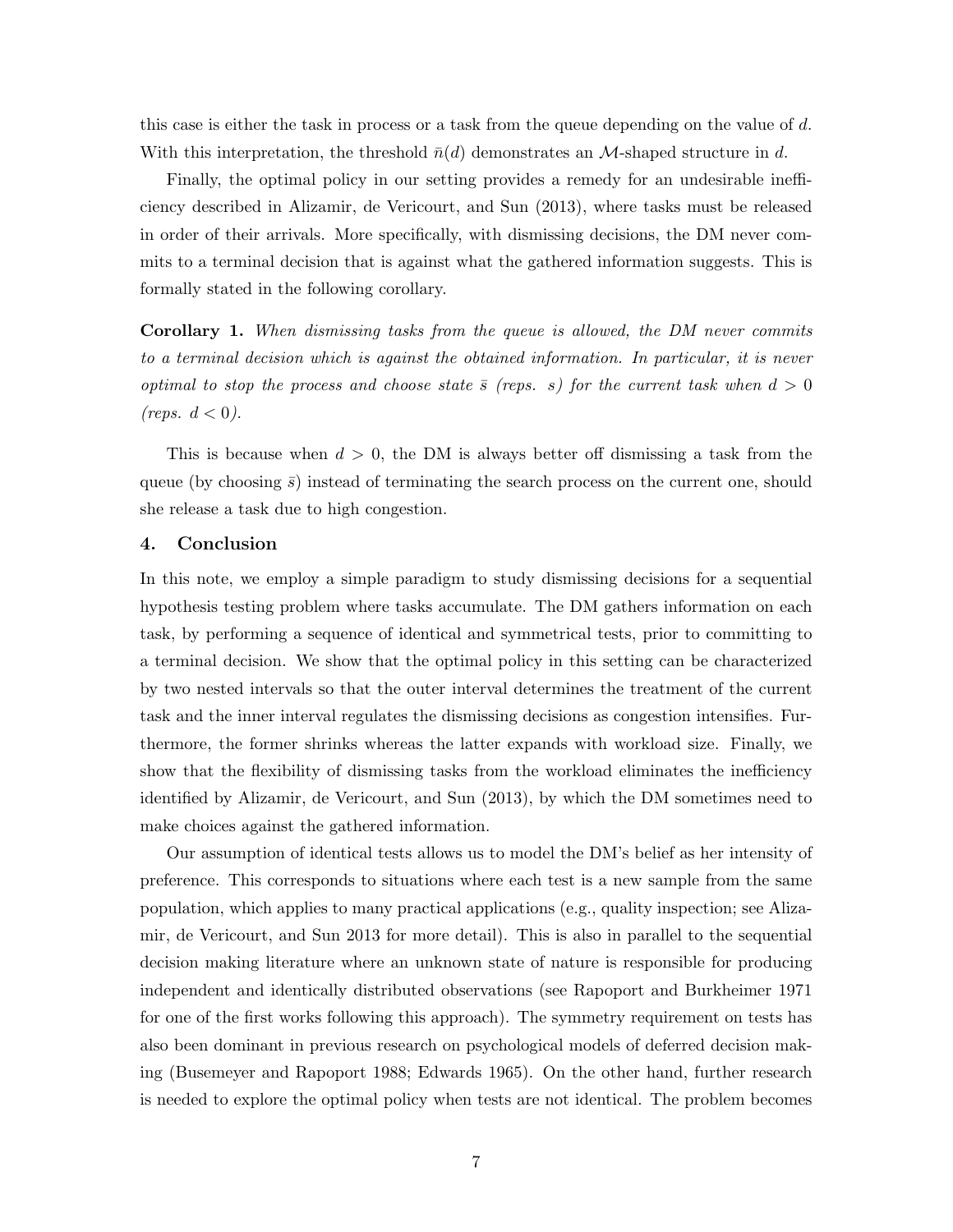this case is either the task in process or a task from the queue depending on the value of $d$. With this interpretation, the threshold $\bar{n}(d)$ demonstrates an $\mathcal{M}$-shaped structure in $d$.

Finally, the optimal policy in our setting provides a remedy for an undesirable inefficiency described in Alizamir, de Vericourt, and Sun (2013), where tasks must be released in order of their arrivals. More specifically, with dismissing decisions, the DM never commits to a terminal decision that is against what the gathered information suggests. This is formally stated in the following corollary.

**Corollary 1.** *When dismissing tasks from the queue is allowed, the DM never commits to a terminal decision which is against the obtained information. In particular, it is never optimal to stop the process and choose state $\bar{s}$ (reps. $s$) for the current task when $d > 0$ (reps. $d < 0$).*

This is because when $d > 0$, the DM is always better off dismissing a task from the queue (by choosing $\bar{s}$) instead of terminating the search process on the current one, should she release a task due to high congestion.

## 4. Conclusion

In this note, we employ a simple paradigm to study dismissing decisions for a sequential hypothesis testing problem where tasks accumulate. The DM gathers information on each task, by performing a sequence of identical and symmetrical tests, prior to committing to a terminal decision. We show that the optimal policy in this setting can be characterized by two nested intervals so that the outer interval determines the treatment of the current task and the inner interval regulates the dismissing decisions as congestion intensifies. Furthermore, the former shrinks whereas the latter expands with workload size. Finally, we show that the flexibility of dismissing tasks from the workload eliminates the inefficiency identified by Alizamir, de Vericourt, and Sun (2013), by which the DM sometimes need to make choices against the gathered information.

Our assumption of identical tests allows us to model the DM's belief as her intensity of preference. This corresponds to situations where each test is a new sample from the same population, which applies to many practical applications (e.g., quality inspection; see Alizamir, de Vericourt, and Sun 2013 for more detail). This is also in parallel to the sequential decision making literature where an unknown state of nature is responsible for producing independent and identically distributed observations (see Rapoport and Burkheimer 1971 for one of the first works following this approach). The symmetry requirement on tests has also been dominant in previous research on psychological models of deferred decision making (Busemeyer and Rapoport 1988; Edwards 1965). On the other hand, further research is needed to explore the optimal policy when tests are not identical. The problem becomes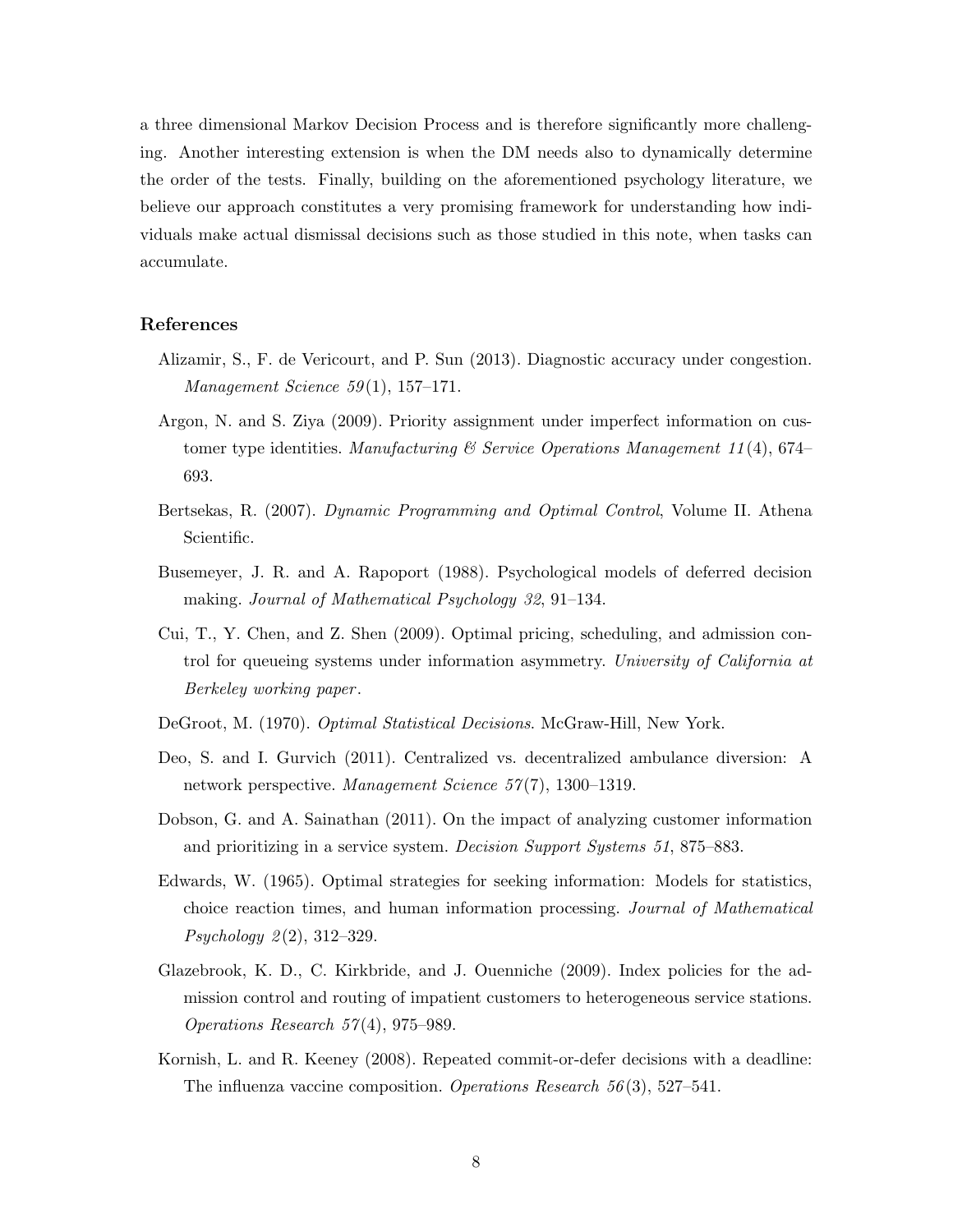a three dimensional Markov Decision Process and is therefore significantly more challenging. Another interesting extension is when the DM needs also to dynamically determine the order of the tests. Finally, building on the aforementioned psychology literature, we believe our approach constitutes a very promising framework for understanding how individuals make actual dismissal decisions such as those studied in this note, when tasks can accumulate.

## References

Alizamir, S., F. de Vericourt, and P. Sun (2013). Diagnostic accuracy under congestion. *Management Science 59*(1), 157–171.

Argon, N. and S. Ziya (2009). Priority assignment under imperfect information on customer type identities. *Manufacturing & Service Operations Management 11*(4), 674–693.

Bertsekas, R. (2007). *Dynamic Programming and Optimal Control*, Volume II. Athena Scientific.

Busemeyer, J. R. and A. Rapoport (1988). Psychological models of deferred decision making. *Journal of Mathematical Psychology 32*, 91–134.

Cui, T., Y. Chen, and Z. Shen (2009). Optimal pricing, scheduling, and admission control for queueing systems under information asymmetry. *University of California at Berkeley working paper*.

DeGroot, M. (1970). *Optimal Statistical Decisions*. McGraw-Hill, New York.

Deo, S. and I. Gurvich (2011). Centralized vs. decentralized ambulance diversion: A network perspective. *Management Science 57*(7), 1300–1319.

Dobson, G. and A. Sainathan (2011). On the impact of analyzing customer information and prioritizing in a service system. *Decision Support Systems 51*, 875–883.

Edwards, W. (1965). Optimal strategies for seeking information: Models for statistics, choice reaction times, and human information processing. *Journal of Mathematical Psychology 2*(2), 312–329.

Glazebrook, K. D., C. Kirkbride, and J. Ouenniche (2009). Index policies for the admission control and routing of impatient customers to heterogeneous service stations. *Operations Research 57*(4), 975–989.

Kornish, L. and R. Keeney (2008). Repeated commit-or-defer decisions with a deadline: The influenza vaccine composition. *Operations Research 56*(3), 527–541.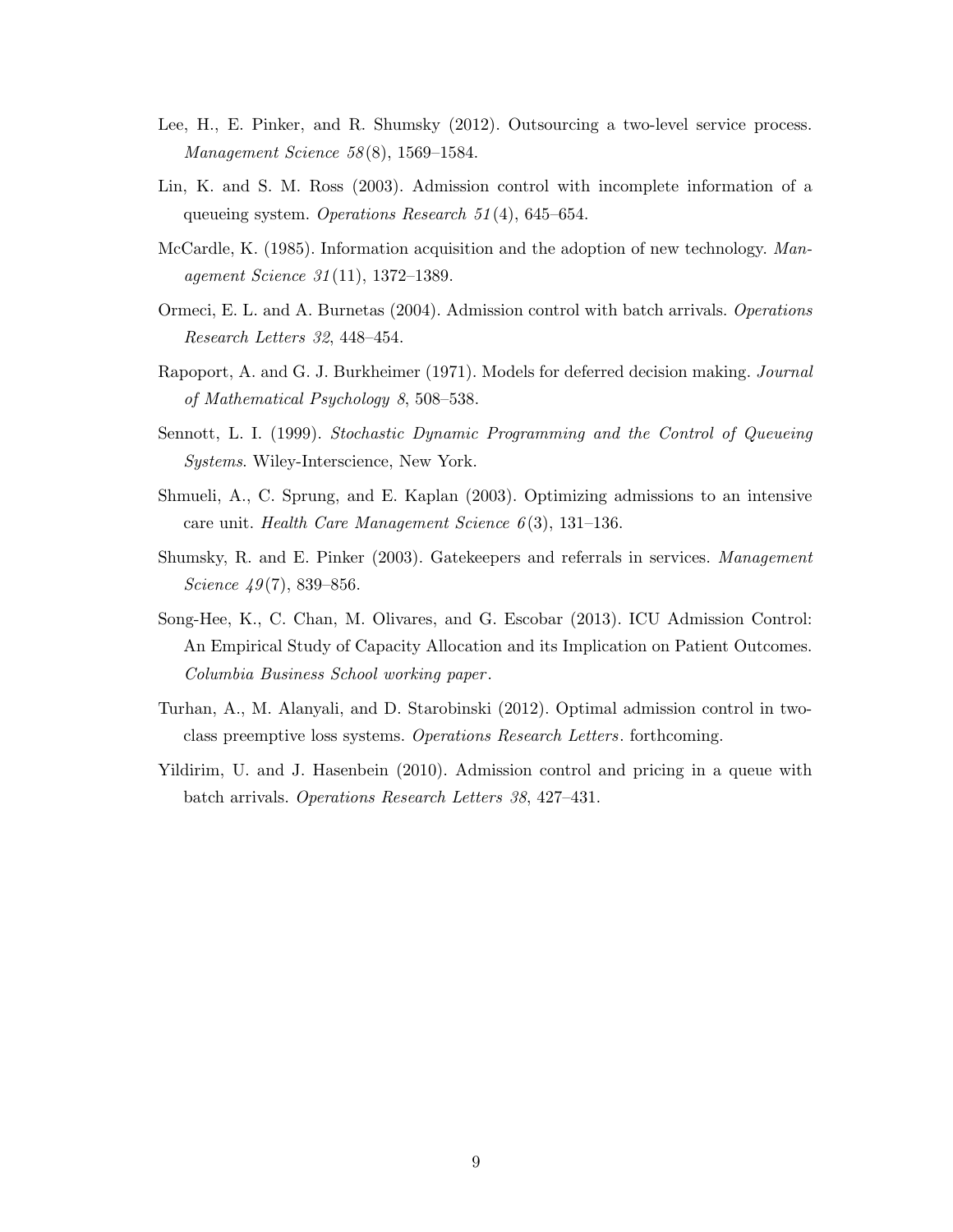Lee, H., E. Pinker, and R. Shumsky (2012). Outsourcing a two-level service process. *Management Science 58*(8), 1569–1584.

Lin, K. and S. M. Ross (2003). Admission control with incomplete information of a queueing system. *Operations Research 51*(4), 645–654.

McCardle, K. (1985). Information acquisition and the adoption of new technology. *Management Science 31*(11), 1372–1389.

Ormeci, E. L. and A. Burnetas (2004). Admission control with batch arrivals. *Operations Research Letters 32*, 448–454.

Rapoport, A. and G. J. Burkheimer (1971). Models for deferred decision making. *Journal of Mathematical Psychology 8*, 508–538.

Sennott, L. I. (1999). *Stochastic Dynamic Programming and the Control of Queueing Systems*. Wiley-Interscience, New York.

Shmueli, A., C. Sprung, and E. Kaplan (2003). Optimizing admissions to an intensive care unit. *Health Care Management Science 6*(3), 131–136.

Shumsky, R. and E. Pinker (2003). Gatekeepers and referrals in services. *Management Science 49*(7), 839–856.

Song-Hee, K., C. Chan, M. Olivares, and G. Escobar (2013). ICU Admission Control: An Empirical Study of Capacity Allocation and its Implication on Patient Outcomes. *Columbia Business School working paper*.

Turhan, A., M. Alanyali, and D. Starobinski (2012). Optimal admission control in two-class preemptive loss systems. *Operations Research Letters*. forthcoming.

Yildirim, U. and J. Hasenbein (2010). Admission control and pricing in a queue with batch arrivals. *Operations Research Letters 38*, 427–431.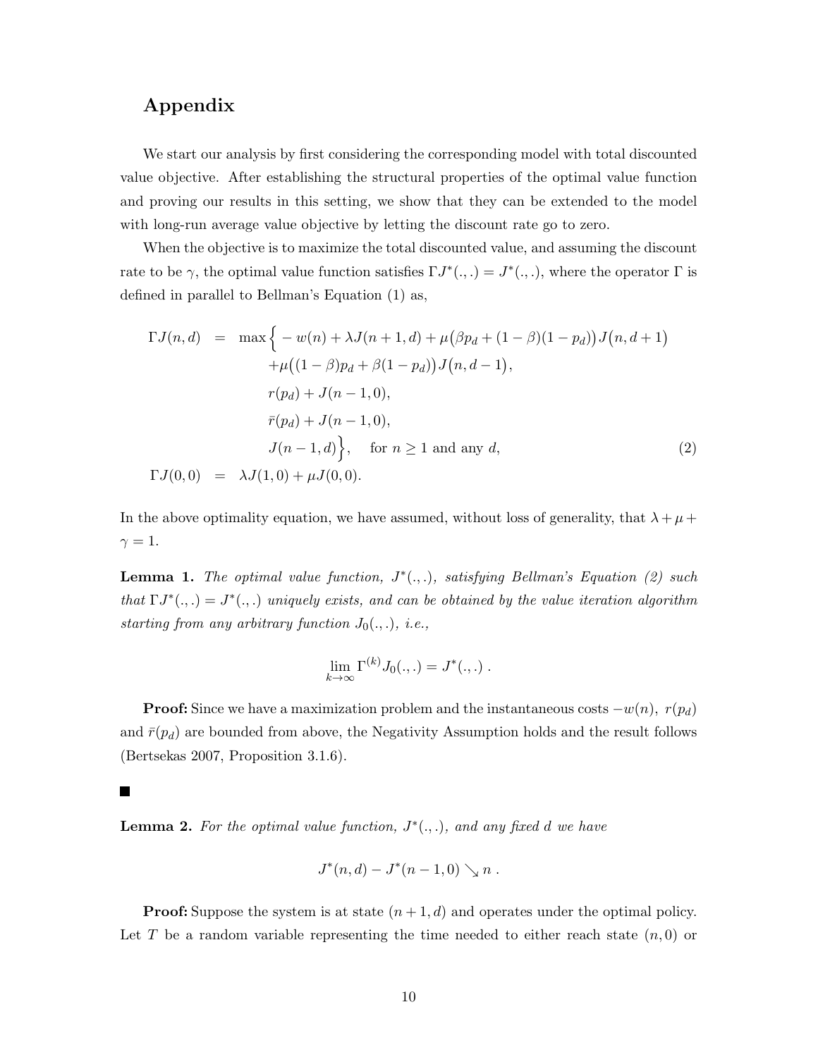## Appendix

We start our analysis by first considering the corresponding model with total discounted value objective. After establishing the structural properties of the optimal value function and proving our results in this setting, we show that they can be extended to the model with long-run average value objective by letting the discount rate go to zero.

When the objective is to maximize the total discounted value, and assuming the discount rate to be $\gamma$, the optimal value function satisfies $\Gamma J^*(.,.) = J^*(.,.)$, where the operator $\Gamma$ is defined in parallel to Bellman's Equation (1) as,

$$
\begin{aligned}
\Gamma J(n,d) \quad &= \quad \max\Big\{ -w(n) + \lambda J(n+1,d) + \mu\big(\beta p_d + (1-\beta)(1-p_d)\big) J\big(n, d+1\big) \\
&\qquad +\mu\big((1-\beta)p_d + \beta(1-p_d)\big) J\big(n, d-1\big), \\
&\qquad r(p_d) + J(n-1, 0), \\
&\qquad \bar{r}(p_d) + J(n-1, 0), \\
&\qquad J(n-1, d)\Big\}, \quad \text{for } n \geq 1 \text{ and any } d, \qquad (2) \\
\Gamma J(0,0) \quad &= \quad \lambda J(1,0) + \mu J(0,0).
\end{aligned}
$$

In the above optimality equation, we have assumed, without loss of generality, that $\lambda + \mu + \gamma = 1$.

**Lemma 1.** *The optimal value function, $J^*(.,.)$, satisfying Bellman's Equation (2) such that $\Gamma J^*(.,.) = J^*(.,.)$ uniquely exists, and can be obtained by the value iteration algorithm starting from any arbitrary function $J_0(.,.)$, i.e.,*

$$
\lim_{k \to \infty} \Gamma^{(k)} J_0(.,.) = J^*(.,.) \, .
$$

**Proof:** Since we have a maximization problem and the instantaneous costs $-w(n)$, $r(p_d)$ and $\bar{r}(p_d)$ are bounded from above, the Negativity Assumption holds and the result follows (Bertsekas 2007, Proposition 3.1.6).

■

**Lemma 2.** *For the optimal value function, $J^*(.,.)$, and any fixed $d$ we have*

$$
J^*(n,d) - J^*(n-1,0) \searrow n \, .
$$

**Proof:** Suppose the system is at state $(n+1, d)$ and operates under the optimal policy. Let $T$ be a random variable representing the time needed to either reach state $(n, 0)$ or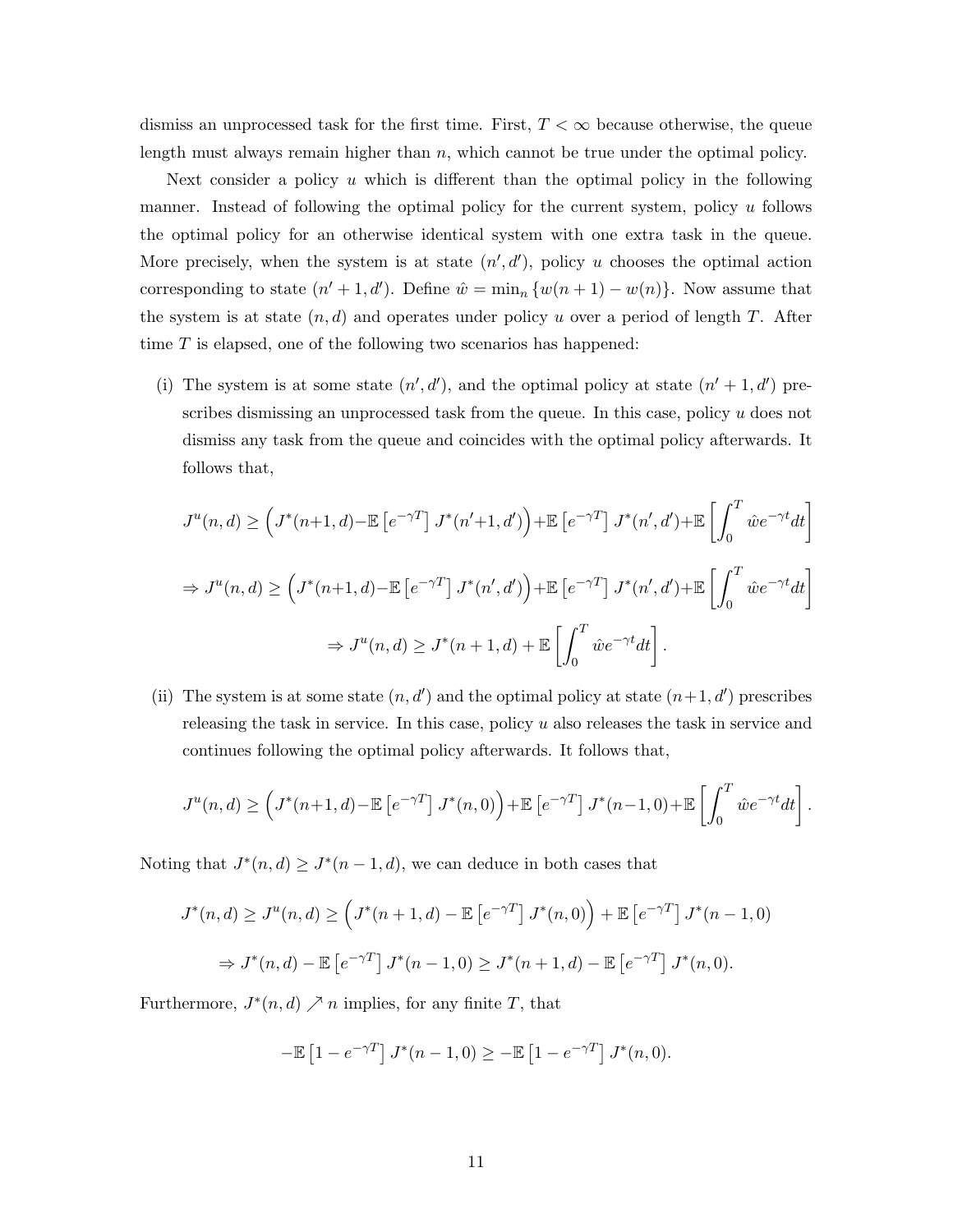dismiss an unprocessed task for the first time. First, $T < \infty$ because otherwise, the queue length must always remain higher than $n$, which cannot be true under the optimal policy.

Next consider a policy $u$ which is different than the optimal policy in the following manner. Instead of following the optimal policy for the current system, policy $u$ follows the optimal policy for an otherwise identical system with one extra task in the queue. More precisely, when the system is at state $(n', d')$, policy $u$ chooses the optimal action corresponding to state $(n'+1, d')$. Define $\hat{w} = \min_n \{w(n+1) - w(n)\}$. Now assume that the system is at state $(n, d)$ and operates under policy $u$ over a period of length $T$. After time $T$ is elapsed, one of the following two scenarios has happened:

(i) The system is at some state $(n', d')$, and the optimal policy at state $(n'+1, d')$ prescribes dismissing an unprocessed task from the queue. In this case, policy $u$ does not dismiss any task from the queue and coincides with the optimal policy afterwards. It follows that,

$$J^u(n,d) \geq \Big(J^*(n{+}1,d) - \mathbb{E}\left[e^{-\gamma T}\right] J^*(n'{+}1,d')\Big) + \mathbb{E}\left[e^{-\gamma T}\right] J^*(n',d') + \mathbb{E}\left[\int_0^T \hat{w} e^{-\gamma t} dt\right]$$

$$\Rightarrow J^u(n,d) \geq \Big(J^*(n{+}1,d) - \mathbb{E}\left[e^{-\gamma T}\right] J^*(n',d')\Big) + \mathbb{E}\left[e^{-\gamma T}\right] J^*(n',d') + \mathbb{E}\left[\int_0^T \hat{w} e^{-\gamma t} dt\right]$$

$$\Rightarrow J^u(n,d) \geq J^*(n+1,d) + \mathbb{E}\left[\int_0^T \hat{w} e^{-\gamma t} dt\right].$$

(ii) The system is at some state $(n, d')$ and the optimal policy at state $(n+1, d')$ prescribes releasing the task in service. In this case, policy $u$ also releases the task in service and continues following the optimal policy afterwards. It follows that,

$$J^u(n,d) \geq \Big(J^*(n{+}1,d) - \mathbb{E}\left[e^{-\gamma T}\right] J^*(n,0)\Big) + \mathbb{E}\left[e^{-\gamma T}\right] J^*(n{-}1,0) + \mathbb{E}\left[\int_0^T \hat{w} e^{-\gamma t} dt\right].$$

Noting that $J^*(n,d) \geq J^*(n-1,d)$, we can deduce in both cases that

$$J^*(n,d) \geq J^u(n,d) \geq \Big(J^*(n+1,d) - \mathbb{E}\left[e^{-\gamma T}\right] J^*(n,0)\Big) + \mathbb{E}\left[e^{-\gamma T}\right] J^*(n-1,0)$$

$$\Rightarrow J^*(n,d) - \mathbb{E}\left[e^{-\gamma T}\right] J^*(n-1,0) \geq J^*(n+1,d) - \mathbb{E}\left[e^{-\gamma T}\right] J^*(n,0).$$

Furthermore, $J^*(n,d) \nearrow n$ implies, for any finite $T$, that

$$-\mathbb{E}\left[1 - e^{-\gamma T}\right] J^*(n-1,0) \geq -\mathbb{E}\left[1 - e^{-\gamma T}\right] J^*(n,0).$$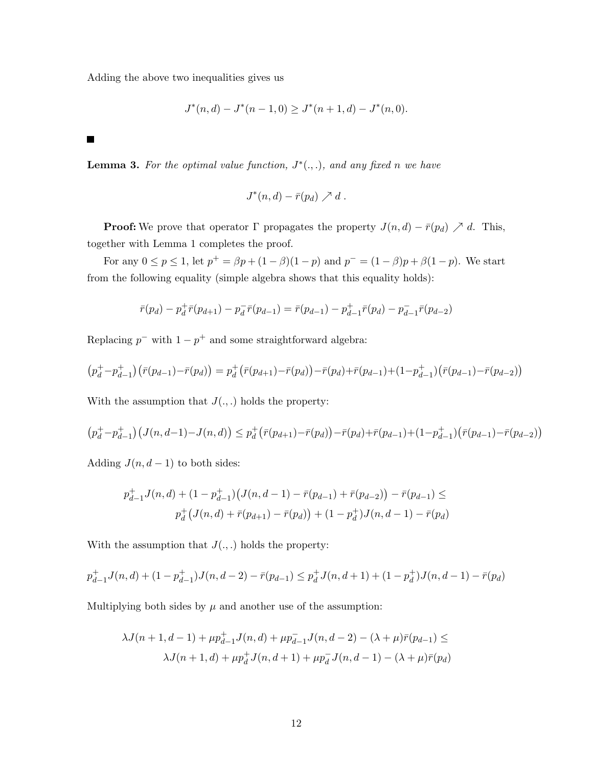Adding the above two inequalities gives us

$$J^*(n,d) - J^*(n-1,0) \geq J^*(n+1,d) - J^*(n,0).$$

■

**Lemma 3.** *For the optimal value function, $J^*(.,.)$, and any fixed $n$ we have*

$$J^*(n,d) - \bar{r}(p_d) \nearrow d \ .$$

**Proof:** We prove that operator $\Gamma$ propagates the property $J(n,d) - \bar{r}(p_d) \nearrow d$. This, together with Lemma 1 completes the proof.

For any $0 \leq p \leq 1$, let $p^+ = \beta p + (1-\beta)(1-p)$ and $p^- = (1-\beta)p + \beta(1-p)$. We start from the following equality (simple algebra shows that this equality holds):

$$\bar{r}(p_d) - p_d^+ \bar{r}(p_{d+1}) - p_d^- \bar{r}(p_{d-1}) = \bar{r}(p_{d-1}) - p_{d-1}^+ \bar{r}(p_d) - p_{d-1}^- \bar{r}(p_{d-2})$$

Replacing $p^-$ with $1-p^+$ and some straightforward algebra:

$$\big(p_d^+ - p_{d-1}^+\big)\big(\bar{r}(p_{d-1}) - \bar{r}(p_d)\big) = p_d^+\big(\bar{r}(p_{d+1}) - \bar{r}(p_d)\big) - \bar{r}(p_d) + \bar{r}(p_{d-1}) + (1-p_{d-1}^+)\big(\bar{r}(p_{d-1}) - \bar{r}(p_{d-2})\big)$$

With the assumption that $J(.,.)$ holds the property:

$$\big(p_d^+ - p_{d-1}^+\big)\big(J(n,d-1) - J(n,d)\big) \leq p_d^+\big(\bar{r}(p_{d+1}) - \bar{r}(p_d)\big) - \bar{r}(p_d) + \bar{r}(p_{d-1}) + (1-p_{d-1}^+)\big(\bar{r}(p_{d-1}) - \bar{r}(p_{d-2})\big)$$

Adding $J(n,d-1)$ to both sides:

$$\begin{aligned} p_{d-1}^+ J(n,d) + (1-p_{d-1}^+)\big(J(n,d-1) - \bar{r}(p_{d-1}) + \bar{r}(p_{d-2})\big) - \bar{r}(p_{d-1}) \leq \\ p_d^+\big(J(n,d) + \bar{r}(p_{d+1}) - \bar{r}(p_d)\big) + (1-p_d^+)J(n,d-1) - \bar{r}(p_d) \end{aligned}$$

With the assumption that $J(.,.)$ holds the property:

$$p_{d-1}^+ J(n,d) + (1-p_{d-1}^+)J(n,d-2) - \bar{r}(p_{d-1}) \leq p_d^+ J(n,d+1) + (1-p_d^+)J(n,d-1) - \bar{r}(p_d)$$

Multiplying both sides by $\mu$ and another use of the assumption:

$$\begin{aligned} \lambda J(n+1,d-1) + \mu p_{d-1}^+ J(n,d) + \mu p_{d-1}^- J(n,d-2) - (\lambda+\mu)\bar{r}(p_{d-1}) \leq \\ \lambda J(n+1,d) + \mu p_d^+ J(n,d+1) + \mu p_d^- J(n,d-1) - (\lambda+\mu)\bar{r}(p_d) \end{aligned}$$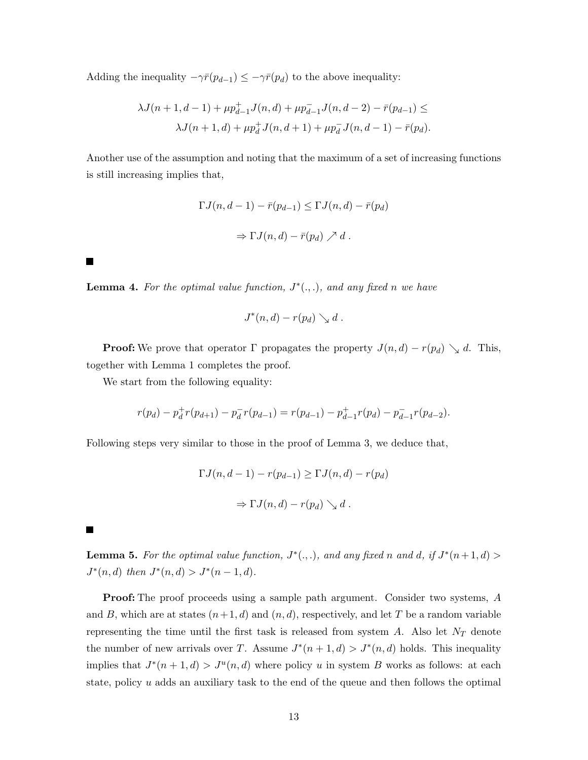Adding the inequality $-\gamma \bar{r}(p_{d-1}) \leq -\gamma \bar{r}(p_d)$ to the above inequality:

$$\lambda J(n+1, d-1) + \mu p^+_{d-1} J(n, d) + \mu p^-_{d-1} J(n, d-2) - \bar{r}(p_{d-1}) \leq \\ \lambda J(n+1, d) + \mu p^+_d J(n, d+1) + \mu p^-_d J(n, d-1) - \bar{r}(p_d).$$

Another use of the assumption and noting that the maximum of a set of increasing functions is still increasing implies that,

$$\Gamma J(n, d-1) - \bar{r}(p_{d-1}) \leq \Gamma J(n, d) - \bar{r}(p_d)$$

$$\Rightarrow \Gamma J(n, d) - \bar{r}(p_d) \nearrow d \ .$$

■

**Lemma 4.** *For the optimal value function, $J^*(.,.)$, and any fixed $n$ we have*

$$J^*(n, d) - r(p_d) \searrow d \ .$$

**Proof:** We prove that operator $\Gamma$ propagates the property $J(n, d) - r(p_d) \searrow d$. This, together with Lemma 1 completes the proof.

We start from the following equality:

$$r(p_d) - p^+_d r(p_{d+1}) - p^-_d r(p_{d-1}) = r(p_{d-1}) - p^+_{d-1} r(p_d) - p^-_{d-1} r(p_{d-2}).$$

Following steps very similar to those in the proof of Lemma 3, we deduce that,

$$\Gamma J(n, d-1) - r(p_{d-1}) \geq \Gamma J(n, d) - r(p_d)$$

$$\Rightarrow \Gamma J(n, d) - r(p_d) \searrow d \ .$$

■

**Lemma 5.** *For the optimal value function, $J^*(.,.)$, and any fixed $n$ and $d$, if $J^*(n+1, d) > J^*(n, d)$ then $J^*(n, d) > J^*(n-1, d)$.*

**Proof:** The proof proceeds using a sample path argument. Consider two systems, $A$ and $B$, which are at states $(n+1, d)$ and $(n, d)$, respectively, and let $T$ be a random variable representing the time until the first task is released from system $A$. Also let $N_T$ denote the number of new arrivals over $T$. Assume $J^*(n+1, d) > J^*(n, d)$ holds. This inequality implies that $J^*(n+1, d) > J^u(n, d)$ where policy $u$ in system $B$ works as follows: at each state, policy $u$ adds an auxiliary task to the end of the queue and then follows the optimal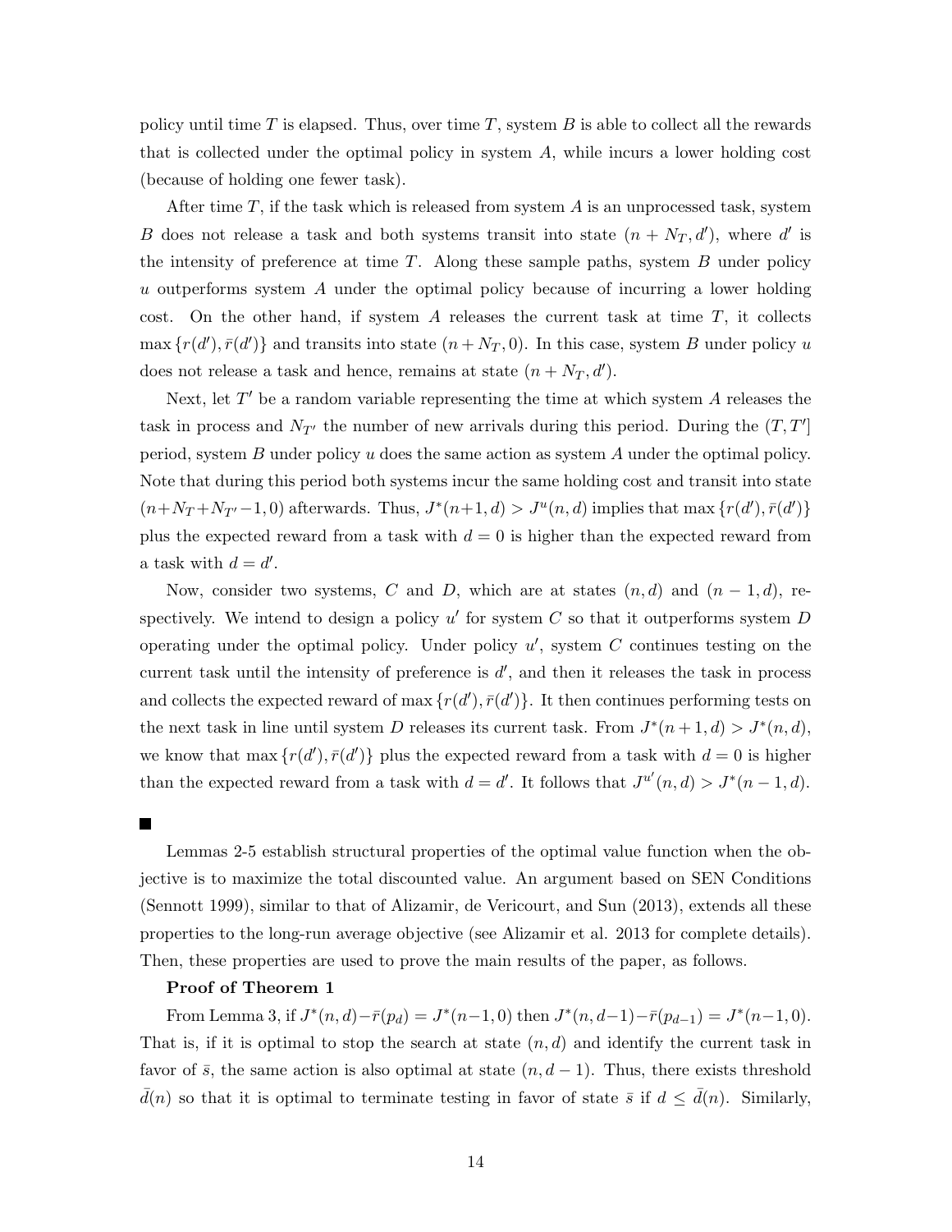policy until time $T$ is elapsed. Thus, over time $T$, system $B$ is able to collect all the rewards that is collected under the optimal policy in system $A$, while incurs a lower holding cost (because of holding one fewer task).

After time $T$, if the task which is released from system $A$ is an unprocessed task, system $B$ does not release a task and both systems transit into state $(n + N_T, d')$, where $d'$ is the intensity of preference at time $T$. Along these sample paths, system $B$ under policy $u$ outperforms system $A$ under the optimal policy because of incurring a lower holding cost. On the other hand, if system $A$ releases the current task at time $T$, it collects $\max\{r(d'), \bar{r}(d')\}$ and transits into state $(n + N_T, 0)$. In this case, system $B$ under policy $u$ does not release a task and hence, remains at state $(n + N_T, d')$.

Next, let $T'$ be a random variable representing the time at which system $A$ releases the task in process and $N_{T'}$ the number of new arrivals during this period. During the $(T, T']$ period, system $B$ under policy $u$ does the same action as system $A$ under the optimal policy. Note that during this period both systems incur the same holding cost and transit into state $(n+N_T+N_{T'}-1, 0)$ afterwards. Thus, $J^*(n+1, d) > J^u(n, d)$ implies that $\max\{r(d'), \bar{r}(d')\}$ plus the expected reward from a task with $d = 0$ is higher than the expected reward from a task with $d = d'$.

Now, consider two systems, $C$ and $D$, which are at states $(n, d)$ and $(n - 1, d)$, respectively. We intend to design a policy $u'$ for system $C$ so that it outperforms system $D$ operating under the optimal policy. Under policy $u'$, system $C$ continues testing on the current task until the intensity of preference is $d'$, and then it releases the task in process and collects the expected reward of $\max\{r(d'), \bar{r}(d')\}$. It then continues performing tests on the next task in line until system $D$ releases its current task. From $J^*(n + 1, d) > J^*(n, d)$, we know that $\max\{r(d'), \bar{r}(d')\}$ plus the expected reward from a task with $d = 0$ is higher than the expected reward from a task with $d = d'$. It follows that $J^{u'}(n, d) > J^*(n - 1, d)$.

■

Lemmas 2-5 establish structural properties of the optimal value function when the objective is to maximize the total discounted value. An argument based on SEN Conditions (Sennott 1999), similar to that of Alizamir, de Vericourt, and Sun (2013), extends all these properties to the long-run average objective (see Alizamir et al. 2013 for complete details). Then, these properties are used to prove the main results of the paper, as follows.

**Proof of Theorem 1**

From Lemma 3, if $J^*(n, d) - \bar{r}(p_d) = J^*(n-1, 0)$ then $J^*(n, d-1) - \bar{r}(p_{d-1}) = J^*(n-1, 0)$. That is, if it is optimal to stop the search at state $(n, d)$ and identify the current task in favor of $\bar{s}$, the same action is also optimal at state $(n, d - 1)$. Thus, there exists threshold $\bar{d}(n)$ so that it is optimal to terminate testing in favor of state $\bar{s}$ if $d \leq \bar{d}(n)$. Similarly,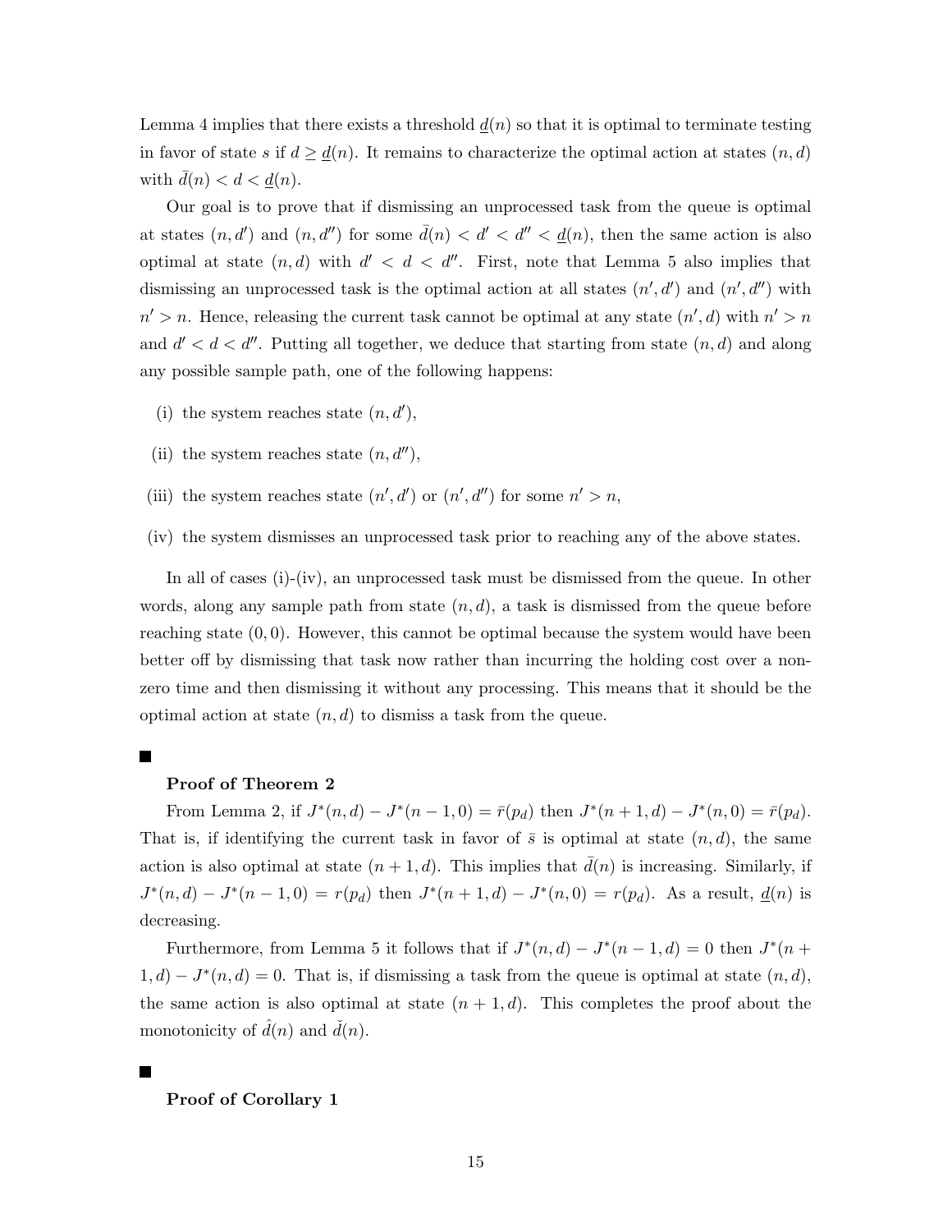Lemma 4 implies that there exists a threshold $\underline{d}(n)$ so that it is optimal to terminate testing in favor of state $s$ if $d \geq \underline{d}(n)$. It remains to characterize the optimal action at states $(n, d)$ with $\bar{d}(n) < d < \underline{d}(n)$.

Our goal is to prove that if dismissing an unprocessed task from the queue is optimal at states $(n, d')$ and $(n, d'')$ for some $\bar{d}(n) < d' < d'' < \underline{d}(n)$, then the same action is also optimal at state $(n, d)$ with $d' < d < d''$. First, note that Lemma 5 also implies that dismissing an unprocessed task is the optimal action at all states $(n', d')$ and $(n', d'')$ with $n' > n$. Hence, releasing the current task cannot be optimal at any state $(n', d)$ with $n' > n$ and $d' < d < d''$. Putting all together, we deduce that starting from state $(n, d)$ and along any possible sample path, one of the following happens:

(i) the system reaches state $(n, d')$,

(ii) the system reaches state $(n, d'')$,

(iii) the system reaches state $(n', d')$ or $(n', d'')$ for some $n' > n$,

(iv) the system dismisses an unprocessed task prior to reaching any of the above states.

In all of cases (i)-(iv), an unprocessed task must be dismissed from the queue. In other words, along any sample path from state $(n, d)$, a task is dismissed from the queue before reaching state $(0, 0)$. However, this cannot be optimal because the system would have been better off by dismissing that task now rather than incurring the holding cost over a non-zero time and then dismissing it without any processing. This means that it should be the optimal action at state $(n, d)$ to dismiss a task from the queue.

■

**Proof of Theorem 2**

From Lemma 2, if $J^*(n, d) - J^*(n-1, 0) = \bar{r}(p_d)$ then $J^*(n+1, d) - J^*(n, 0) = \bar{r}(p_d)$. That is, if identifying the current task in favor of $\bar{s}$ is optimal at state $(n, d)$, the same action is also optimal at state $(n+1, d)$. This implies that $\bar{d}(n)$ is increasing. Similarly, if $J^*(n, d) - J^*(n-1, 0) = r(p_d)$ then $J^*(n+1, d) - J^*(n, 0) = r(p_d)$. As a result, $\underline{d}(n)$ is decreasing.

Furthermore, from Lemma 5 it follows that if $J^*(n, d) - J^*(n-1, d) = 0$ then $J^*(n+1, d) - J^*(n, d) = 0$. That is, if dismissing a task from the queue is optimal at state $(n, d)$, the same action is also optimal at state $(n+1, d)$. This completes the proof about the monotonicity of $\hat{d}(n)$ and $\check{d}(n)$.

■

**Proof of Corollary 1**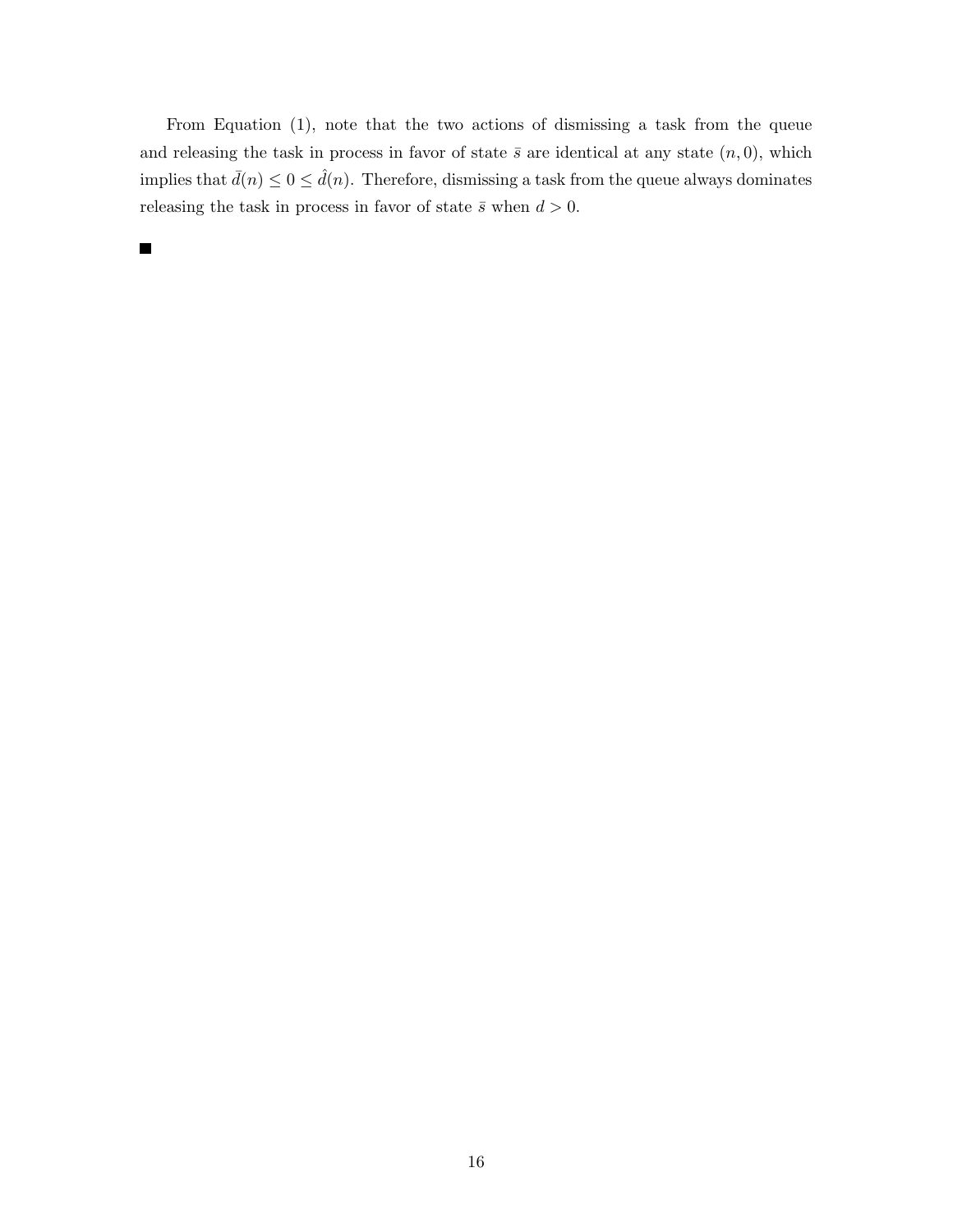From Equation (1), note that the two actions of dismissing a task from the queue and releasing the task in process in favor of state $\bar{s}$ are identical at any state $(n, 0)$, which implies that $\bar{d}(n) \leq 0 \leq \hat{d}(n)$. Therefore, dismissing a task from the queue always dominates releasing the task in process in favor of state $\bar{s}$ when $d > 0$.

■